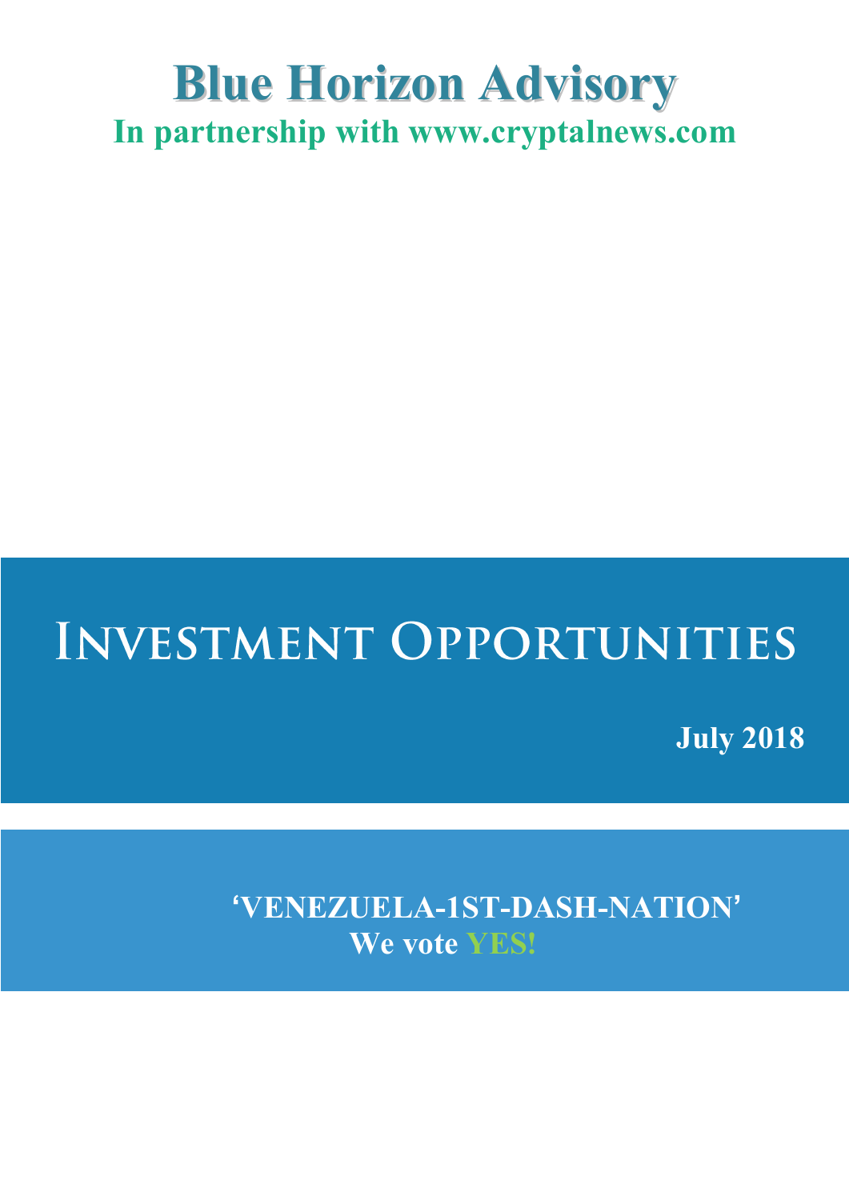# Blue Horizon Advisory

**In partnership with www.cryptalnews.com**

# Investment Opportunities

**July 2018**

**'VENEZUELA-1ST-DASH-NATION'**

**We vote YES!**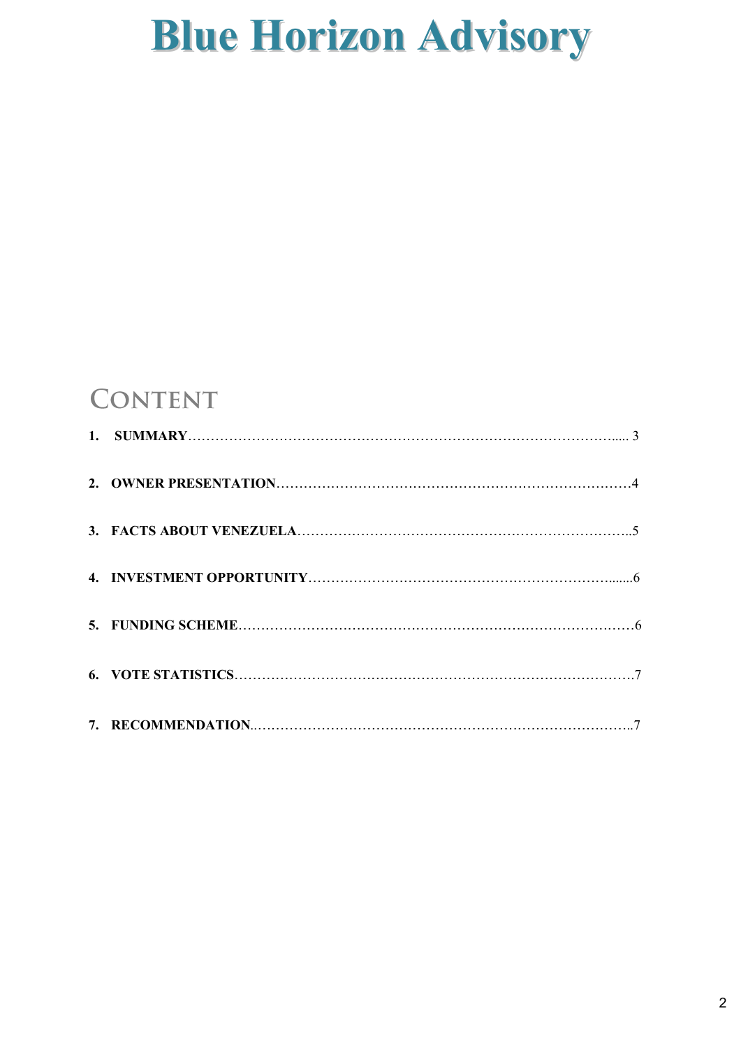# Blue Horizon Advisory

## Content

1. **SUMMARY** ..... 3
2. **OWNER PRESENTATION** ..... 4
3. **FACTS ABOUT VENEZUELA** ..... 5
4. **INVESTMENT OPPORTUNITY** ..... 6
5. **FUNDING SCHEME** ..... 6
6. **VOTE STATISTICS** ..... 7
7. **RECOMMENDATION** ..... 7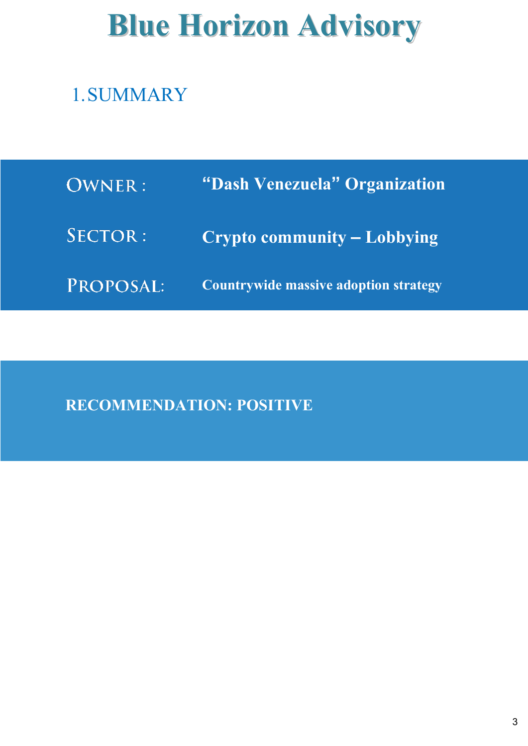# Blue Horizon Advisory

## 1. SUMMARY

| | |
|---|---|
| OWNER : | **"Dash Venezuela" Organization** |
| SECTOR : | **Crypto community – Lobbying** |
| PROPOSAL: | **Countrywide massive adoption strategy** |

**RECOMMENDATION: POSITIVE**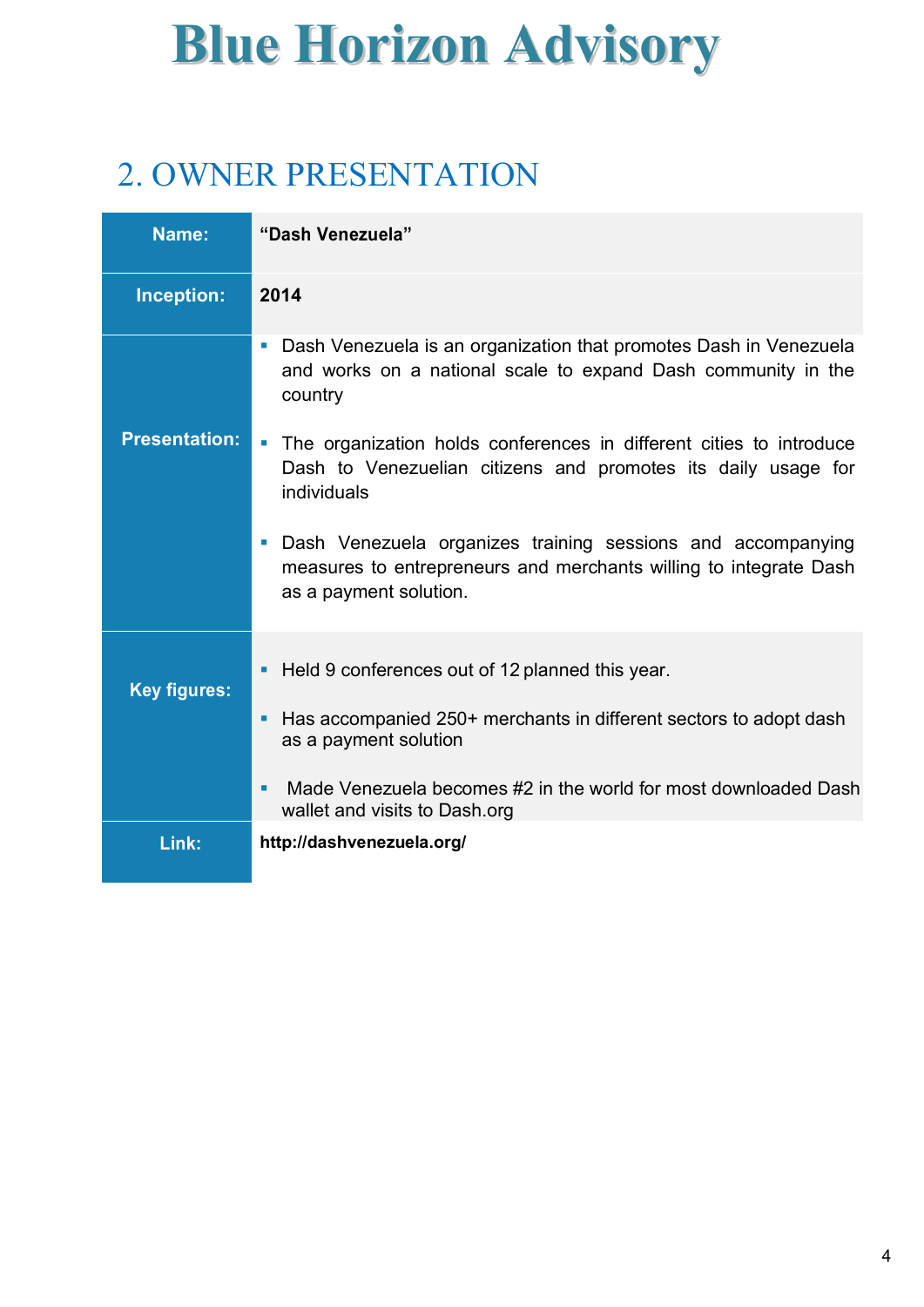# Blue Horizon Advisory

## 2. OWNER PRESENTATION

| | |
|---|---|
| **Name:** | **“Dash Venezuela”** |
| **Inception:** | **2014** |
| **Presentation:** | ▪ Dash Venezuela is an organization that promotes Dash in Venezuela and works on a national scale to expand Dash community in the country<br><br>▪ The organization holds conferences in different cities to introduce Dash to Venezuelian citizens and promotes its daily usage for individuals<br><br>▪ Dash Venezuela organizes training sessions and accompanying measures to entrepreneurs and merchants willing to integrate Dash as a payment solution. |
| **Key figures:** | ▪ Held 9 conferences out of 12 planned this year.<br><br>▪ Has accompanied 250+ merchants in different sectors to adopt dash as a payment solution<br><br>▪ Made Venezuela becomes #2 in the world for most downloaded Dash wallet and visits to Dash.org |
| **Link:** | **http://dashvenezuela.org/** |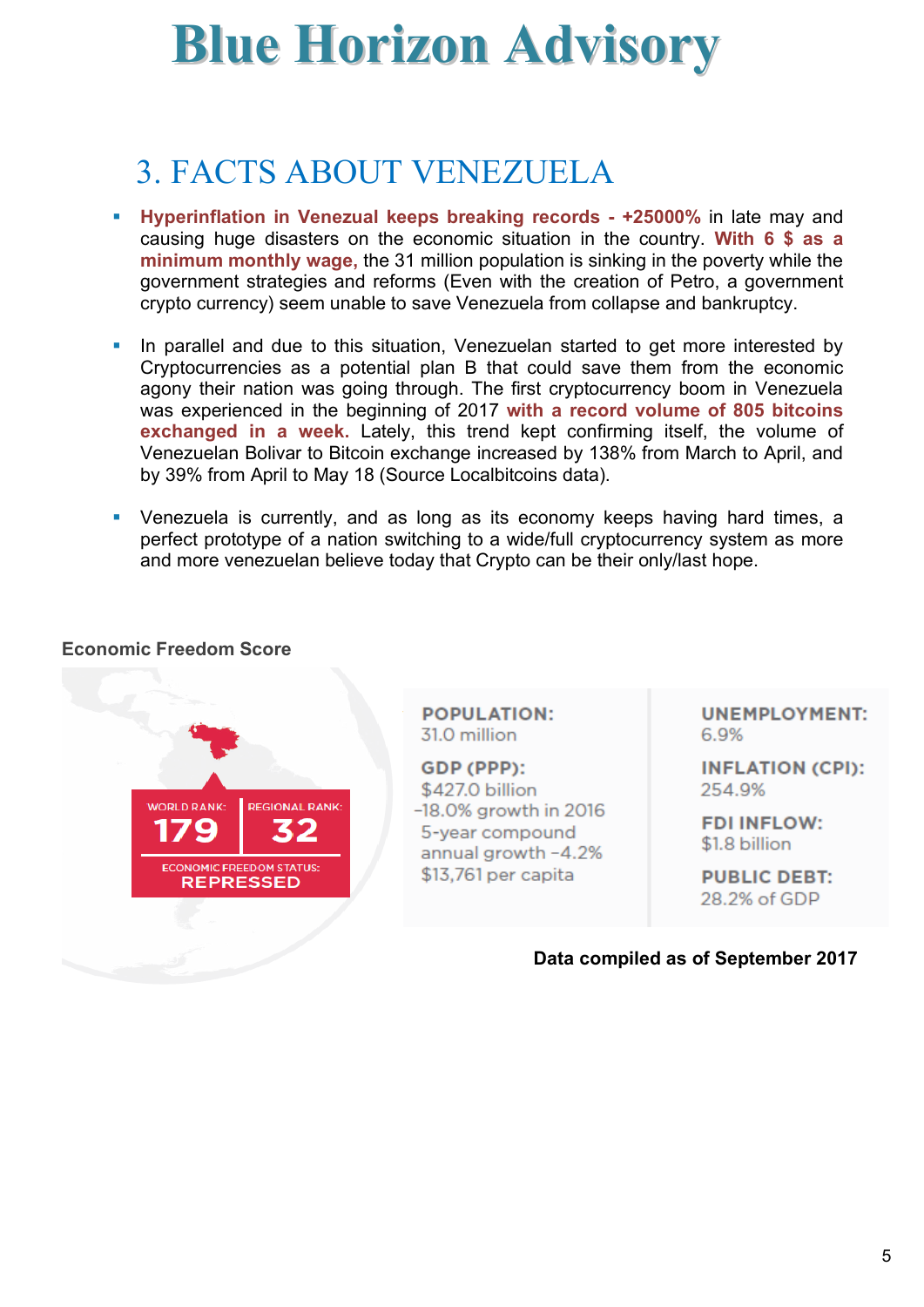# Blue Horizon Advisory

## 3. FACTS ABOUT VENEZUELA

- **Hyperinflation in Venezual keeps breaking records - +25000%** in late may and causing huge disasters on the economic situation in the country. **With 6 $ as a minimum monthly wage,** the 31 million population is sinking in the poverty while the government strategies and reforms (Even with the creation of Petro, a government crypto currency) seem unable to save Venezuela from collapse and bankruptcy.

- In parallel and due to this situation, Venezuelan started to get more interested by Cryptocurrencies as a potential plan B that could save them from the economic agony their nation was going through. The first cryptocurrency boom in Venezuela was experienced in the beginning of 2017 **with a record volume of 805 bitcoins exchanged in a week.** Lately, this trend kept confirming itself, the volume of Venezuelan Bolivar to Bitcoin exchange increased by 138% from March to April, and by 39% from April to May 18 (Source Localbitcoins data).

- Venezuela is currently, and as long as its economy keeps having hard times, a perfect prototype of a nation switching to a wide/full cryptocurrency system as more and more venezuelan believe today that Crypto can be their only/last hope.

**Economic Freedom Score**

WORLD RANK: 179 | REGIONAL RANK: 32

ECONOMIC FREEDOM STATUS: REPRESSED

**POPULATION:**
31.0 million

**GDP (PPP):**
$427.0 billion
–18.0% growth in 2016
5-year compound annual growth –4.2%
$13,761 per capita

**UNEMPLOYMENT:**
6.9%

**INFLATION (CPI):**
254.9%

**FDI INFLOW:**
$1.8 billion

**PUBLIC DEBT:**
28.2% of GDP

**Data compiled as of September 2017**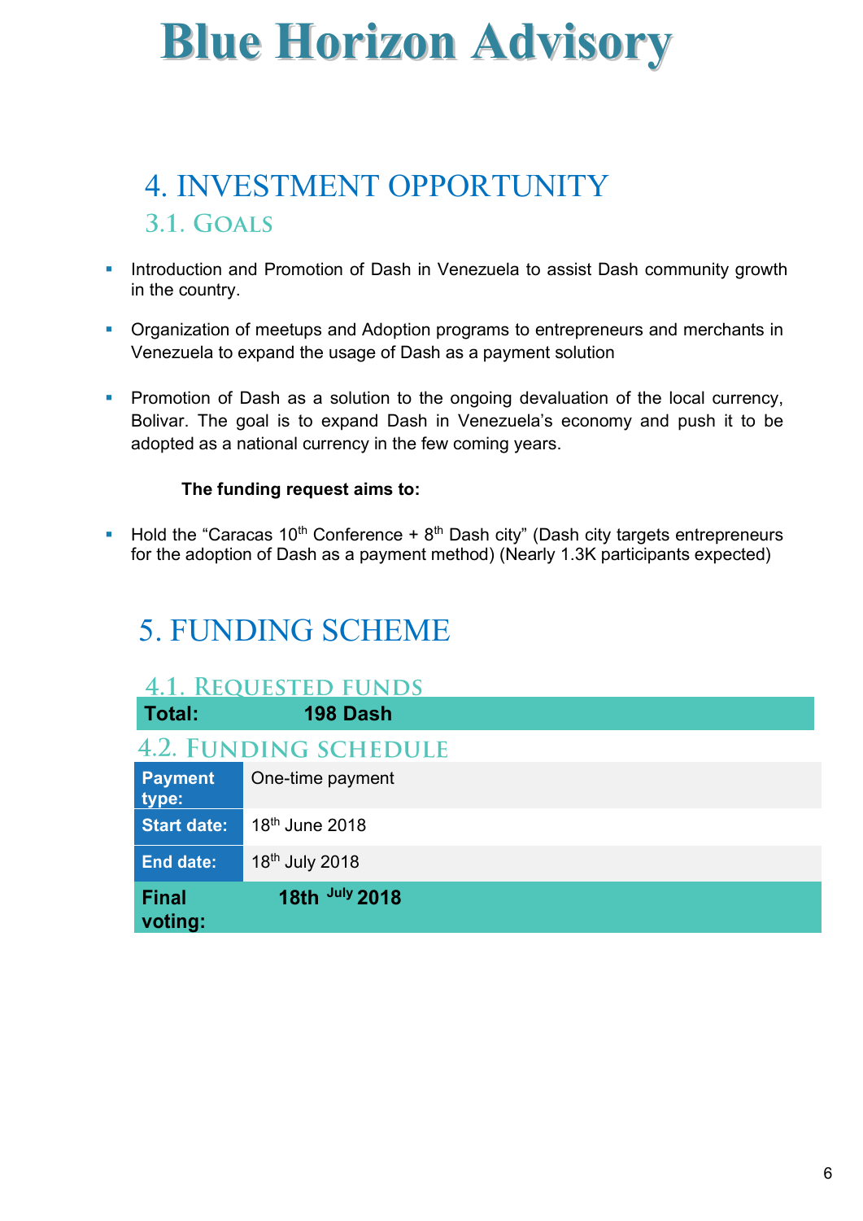# Blue Horizon Advisory

## 4. INVESTMENT OPPORTUNITY

### 3.1. Goals

- Introduction and Promotion of Dash in Venezuela to assist Dash community growth in the country.
- Organization of meetups and Adoption programs to entrepreneurs and merchants in Venezuela to expand the usage of Dash as a payment solution
- Promotion of Dash as a solution to the ongoing devaluation of the local currency, Bolivar. The goal is to expand Dash in Venezuela's economy and push it to be adopted as a national currency in the few coming years.

**The funding request aims to:**

- Hold the "Caracas 10th Conference + 8th Dash city" (Dash city targets entrepreneurs for the adoption of Dash as a payment method) (Nearly 1.3K participants expected)

## 5. FUNDING SCHEME

### 4.1. Requested funds

| **Total:** | **198 Dash** |
|---|---|

### 4.2. Funding schedule

| | |
|---|---|
| **Payment type:** | One-time payment |
| **Start date:** | 18th June 2018 |
| **End date:** | 18th July 2018 |
| **Final voting:** | **18th July 2018** |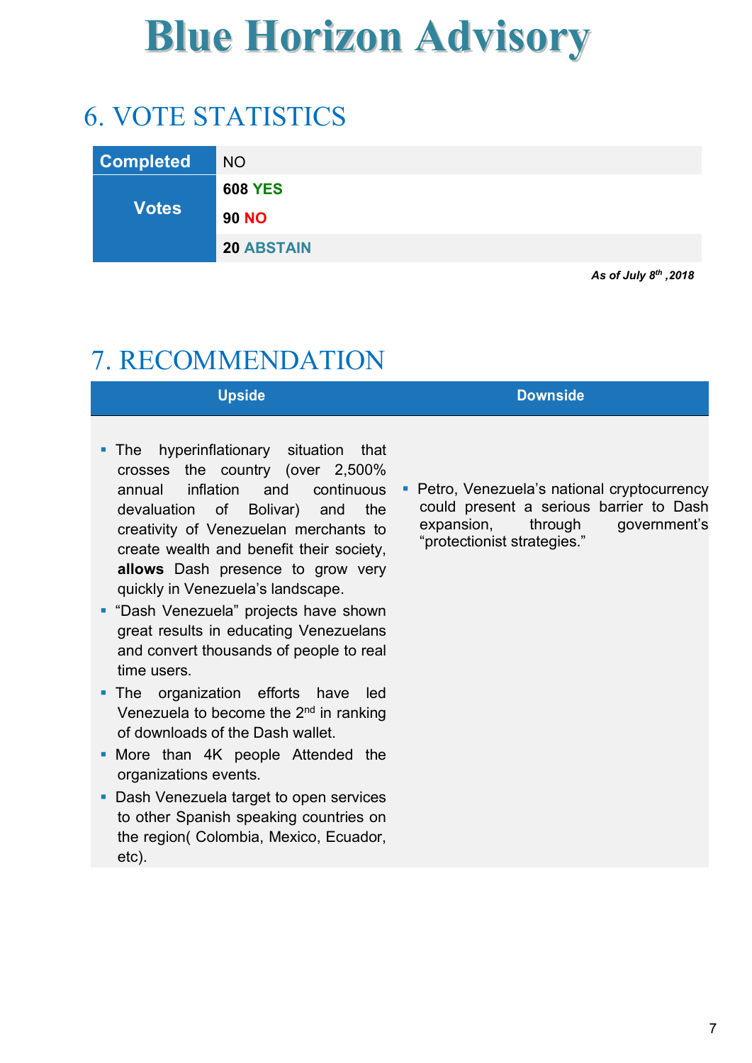## 6. VOTE STATISTICS

| Completed | NO |
|---|---|
| Votes | **608** YES |
| | **90** NO |
| | **20** ABSTAIN |

***As of July 8th ,2018***

## 7. RECOMMENDATION

| Upside | Downside |
|---|---|
| ▪ The hyperinflationary situation that crosses the country (over 2,500% annual inflation and continuous devaluation of Bolivar) and the creativity of Venezuelan merchants to create wealth and benefit their society, **allows** Dash presence to grow very quickly in Venezuela's landscape.<br>▪ "Dash Venezuela" projects have shown great results in educating Venezuelans and convert thousands of people to real time users.<br>▪ The organization efforts have led Venezuela to become the 2nd in ranking of downloads of the Dash wallet.<br>▪ More than 4K people Attended the organizations events.<br>▪ Dash Venezuela target to open services to other Spanish speaking countries on the region( Colombia, Mexico, Ecuador, etc). | ▪ Petro, Venezuela's national cryptocurrency could present a serious barrier to Dash expansion, through government's "protectionist strategies." |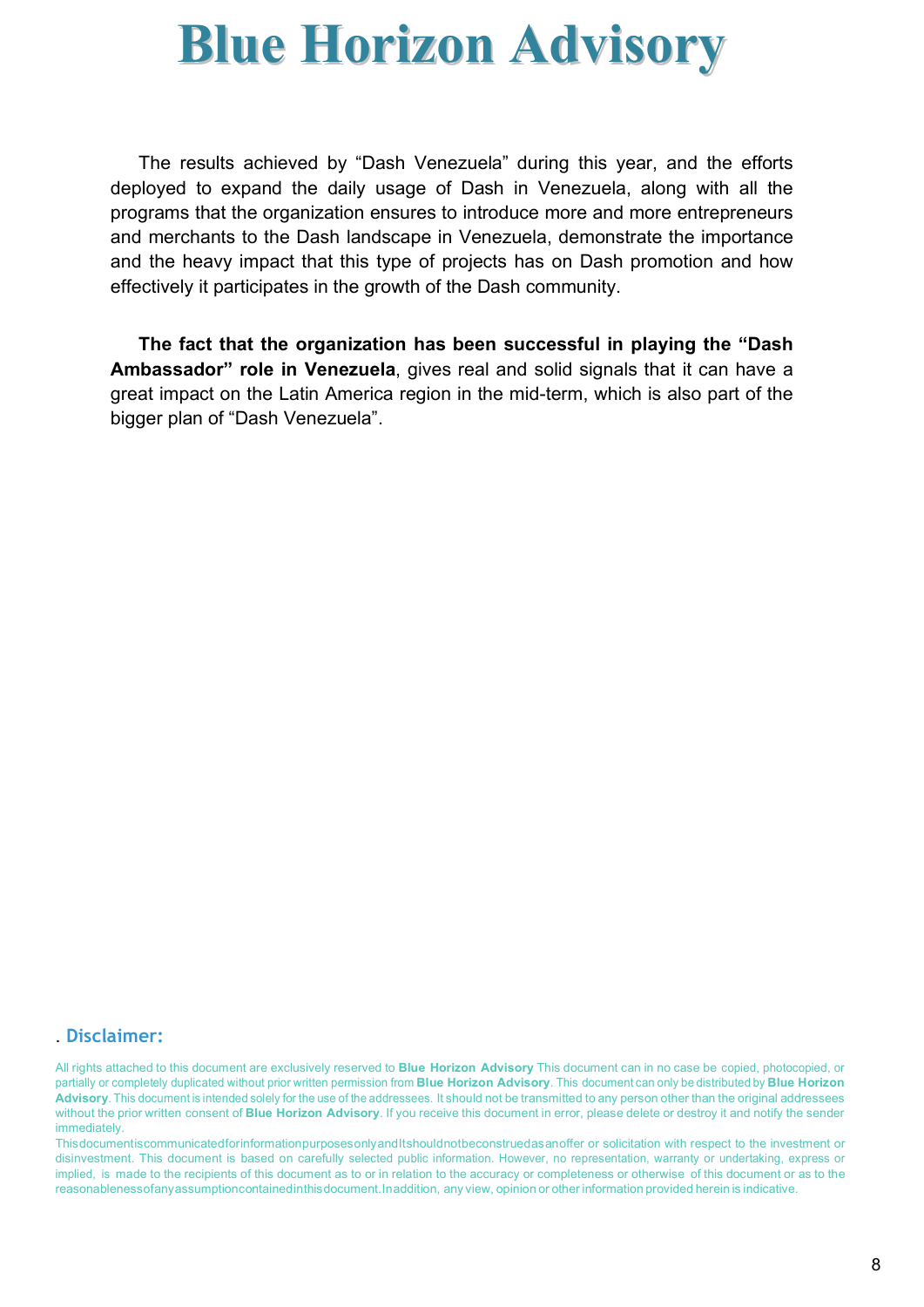The results achieved by "Dash Venezuela" during this year, and the efforts deployed to expand the daily usage of Dash in Venezuela, along with all the programs that the organization ensures to introduce more and more entrepreneurs and merchants to the Dash landscape in Venezuela, demonstrate the importance and the heavy impact that this type of projects has on Dash promotion and how effectively it participates in the growth of the Dash community.

**The fact that the organization has been successful in playing the "Dash Ambassador" role in Venezuela**, gives real and solid signals that it can have a great impact on the Latin America region in the mid-term, which is also part of the bigger plan of "Dash Venezuela".

. **Disclaimer:**

All rights attached to this document are exclusively reserved to **Blue Horizon Advisory** This document can in no case be copied, photocopied, or partially or completely duplicated without prior written permission from **Blue Horizon Advisory**. This document can only be distributed by **Blue Horizon Advisory**. This document is intended solely for the use of the addressees. It should not be transmitted to any person other than the original addressees without the prior written consent of **Blue Horizon Advisory**. If you receive this document in error, please delete or destroy it and notify the sender immediately.

This document is communicated for information purposes only and It should not be construed as an offer or solicitation with respect to the investment or disinvestment. This document is based on carefully selected public information. However, no representation, warranty or undertaking, express or implied, is made to the recipients of this document as to or in relation to the accuracy or completeness or otherwise of this document or as to the reasonableness of any assumption contained in this document. In addition, any view, opinion or other information provided herein is indicative.